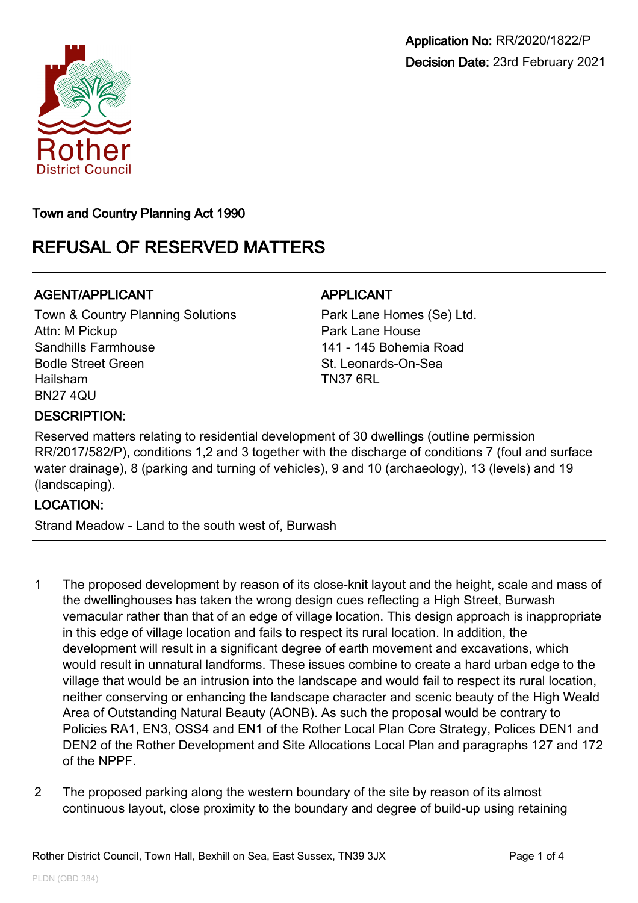Rother District Council

**Application No:** RR/2020/1822/P
**Decision Date:** 23rd February 2021

**Town and Country Planning Act 1990**

# REFUSAL OF RESERVED MATTERS

**AGENT/APPLICANT**

Town & Country Planning Solutions
Attn: M Pickup
Sandhills Farmhouse
Bodle Street Green
Hailsham
BN27 4QU

**APPLICANT**

Park Lane Homes (Se) Ltd.
Park Lane House
141 - 145 Bohemia Road
St. Leonards-On-Sea
TN37 6RL

**DESCRIPTION:**

Reserved matters relating to residential development of 30 dwellings (outline permission RR/2017/582/P), conditions 1,2 and 3 together with the discharge of conditions 7 (foul and surface water drainage), 8 (parking and turning of vehicles), 9 and 10 (archaeology), 13 (levels) and 19 (landscaping).

**LOCATION:**

Strand Meadow - Land to the south west of, Burwash

1. The proposed development by reason of its close-knit layout and the height, scale and mass of the dwellinghouses has taken the wrong design cues reflecting a High Street, Burwash vernacular rather than that of an edge of village location. This design approach is inappropriate in this edge of village location and fails to respect its rural location. In addition, the development will result in a significant degree of earth movement and excavations, which would result in unnatural landforms. These issues combine to create a hard urban edge to the village that would be an intrusion into the landscape and would fail to respect its rural location, neither conserving or enhancing the landscape character and scenic beauty of the High Weald Area of Outstanding Natural Beauty (AONB). As such the proposal would be contrary to Policies RA1, EN3, OSS4 and EN1 of the Rother Local Plan Core Strategy, Polices DEN1 and DEN2 of the Rother Development and Site Allocations Local Plan and paragraphs 127 and 172 of the NPPF.

2. The proposed parking along the western boundary of the site by reason of its almost continuous layout, close proximity to the boundary and degree of build-up using retaining

Rother District Council, Town Hall, Bexhill on Sea, East Sussex, TN39 3JX

PLDN (OBD 384)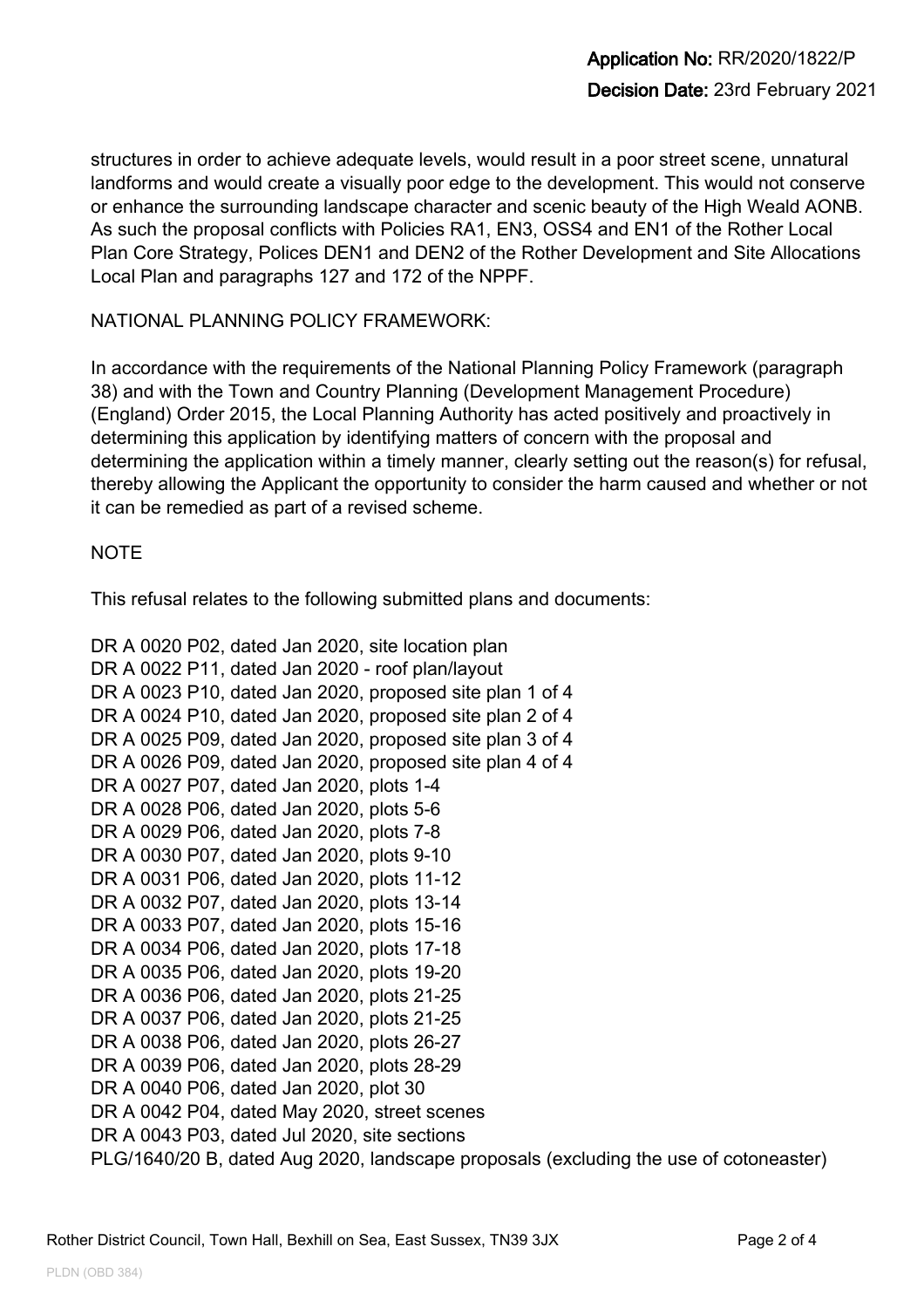structures in order to achieve adequate levels, would result in a poor street scene, unnatural landforms and would create a visually poor edge to the development. This would not conserve or enhance the surrounding landscape character and scenic beauty of the High Weald AONB. As such the proposal conflicts with Policies RA1, EN3, OSS4 and EN1 of the Rother Local Plan Core Strategy, Polices DEN1 and DEN2 of the Rother Development and Site Allocations Local Plan and paragraphs 127 and 172 of the NPPF.

NATIONAL PLANNING POLICY FRAMEWORK:

In accordance with the requirements of the National Planning Policy Framework (paragraph 38) and with the Town and Country Planning (Development Management Procedure) (England) Order 2015, the Local Planning Authority has acted positively and proactively in determining this application by identifying matters of concern with the proposal and determining the application within a timely manner, clearly setting out the reason(s) for refusal, thereby allowing the Applicant the opportunity to consider the harm caused and whether or not it can be remedied as part of a revised scheme.

NOTE

This refusal relates to the following submitted plans and documents:

DR A 0020 P02, dated Jan 2020, site location plan
DR A 0022 P11, dated Jan 2020 - roof plan/layout
DR A 0023 P10, dated Jan 2020, proposed site plan 1 of 4
DR A 0024 P10, dated Jan 2020, proposed site plan 2 of 4
DR A 0025 P09, dated Jan 2020, proposed site plan 3 of 4
DR A 0026 P09, dated Jan 2020, proposed site plan 4 of 4
DR A 0027 P07, dated Jan 2020, plots 1-4
DR A 0028 P06, dated Jan 2020, plots 5-6
DR A 0029 P06, dated Jan 2020, plots 7-8
DR A 0030 P07, dated Jan 2020, plots 9-10
DR A 0031 P06, dated Jan 2020, plots 11-12
DR A 0032 P07, dated Jan 2020, plots 13-14
DR A 0033 P07, dated Jan 2020, plots 15-16
DR A 0034 P06, dated Jan 2020, plots 17-18
DR A 0035 P06, dated Jan 2020, plots 19-20
DR A 0036 P06, dated Jan 2020, plots 21-25
DR A 0037 P06, dated Jan 2020, plots 21-25
DR A 0038 P06, dated Jan 2020, plots 26-27
DR A 0039 P06, dated Jan 2020, plots 28-29
DR A 0040 P06, dated Jan 2020, plot 30
DR A 0042 P04, dated May 2020, street scenes
DR A 0043 P03, dated Jul 2020, site sections
PLG/1640/20 B, dated Aug 2020, landscape proposals (excluding the use of cotoneaster)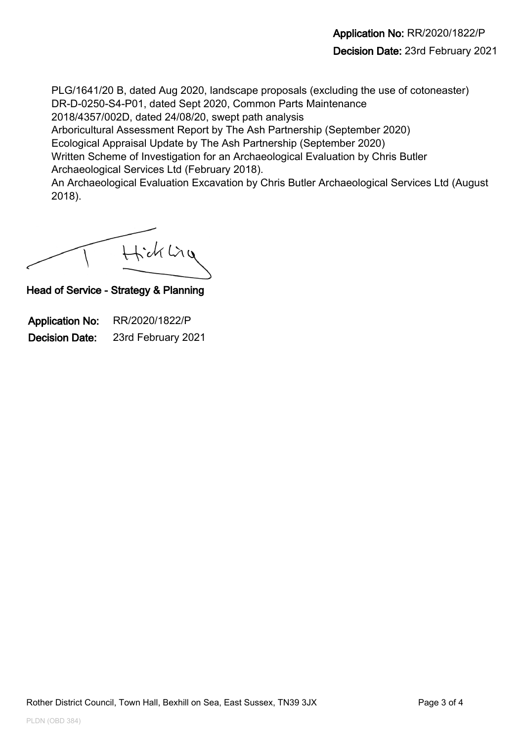PLG/1641/20 B, dated Aug 2020, landscape proposals (excluding the use of cotoneaster)
DR-D-0250-S4-P01, dated Sept 2020, Common Parts Maintenance
2018/4357/002D, dated 24/08/20, swept path analysis
Arboricultural Assessment Report by The Ash Partnership (September 2020)
Ecological Appraisal Update by The Ash Partnership (September 2020)
Written Scheme of Investigation for an Archaeological Evaluation by Chris Butler Archaeological Services Ltd (February 2018).
An Archaeological Evaluation Excavation by Chris Butler Archaeological Services Ltd (August 2018).

**Head of Service - Strategy & Planning**

**Application No:** RR/2020/1822/P
**Decision Date:** 23rd February 2021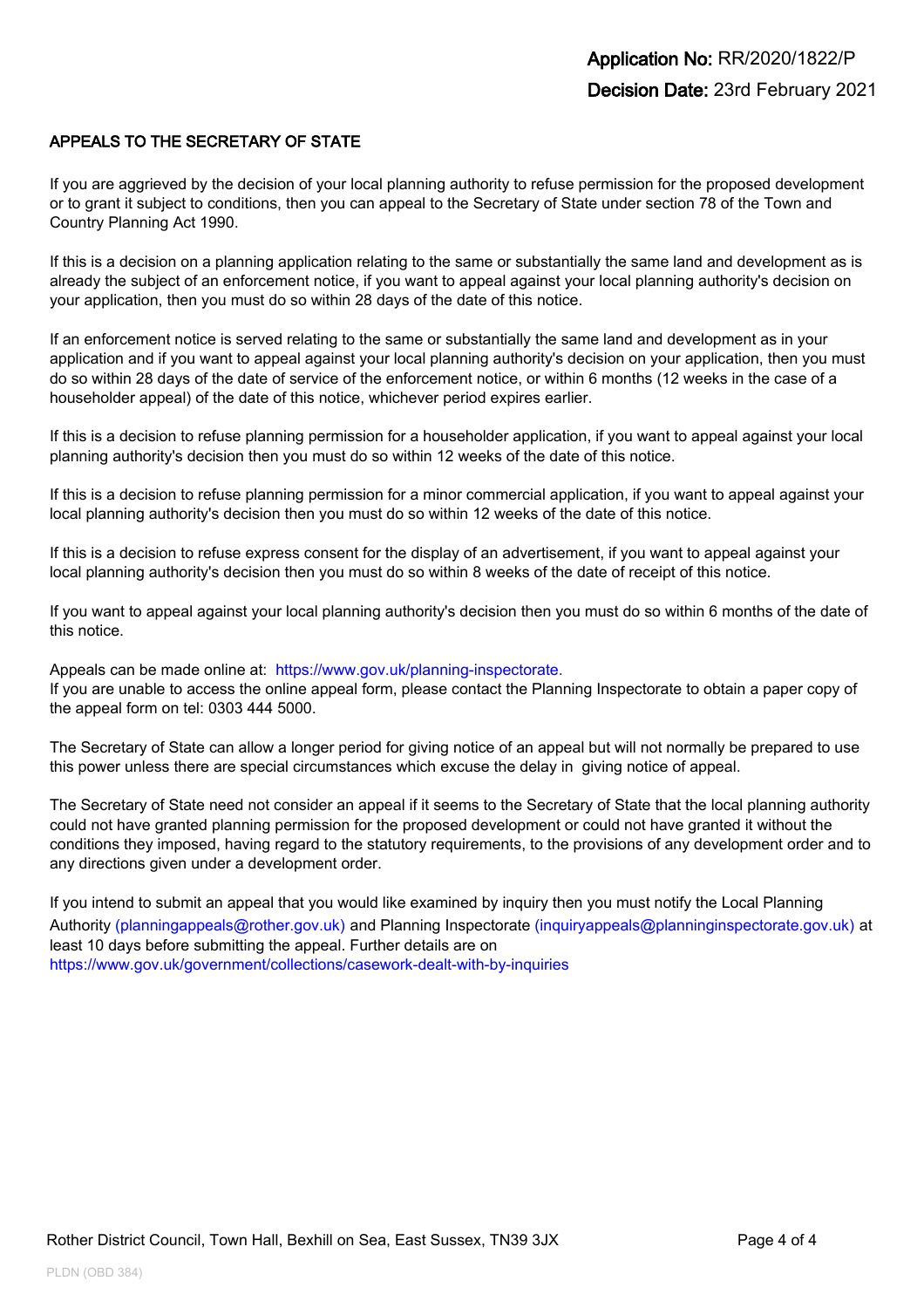**Application No:** RR/2020/1822/P
**Decision Date:** 23rd February 2021

## APPEALS TO THE SECRETARY OF STATE

If you are aggrieved by the decision of your local planning authority to refuse permission for the proposed development or to grant it subject to conditions, then you can appeal to the Secretary of State under section 78 of the Town and Country Planning Act 1990.

If this is a decision on a planning application relating to the same or substantially the same land and development as is already the subject of an enforcement notice, if you want to appeal against your local planning authority's decision on your application, then you must do so within 28 days of the date of this notice.

If an enforcement notice is served relating to the same or substantially the same land and development as in your application and if you want to appeal against your local planning authority's decision on your application, then you must do so within 28 days of the date of service of the enforcement notice, or within 6 months (12 weeks in the case of a householder appeal) of the date of this notice, whichever period expires earlier.

If this is a decision to refuse planning permission for a householder application, if you want to appeal against your local planning authority's decision then you must do so within 12 weeks of the date of this notice.

If this is a decision to refuse planning permission for a minor commercial application, if you want to appeal against your local planning authority's decision then you must do so within 12 weeks of the date of this notice.

If this is a decision to refuse express consent for the display of an advertisement, if you want to appeal against your local planning authority's decision then you must do so within 8 weeks of the date of receipt of this notice.

If you want to appeal against your local planning authority's decision then you must do so within 6 months of the date of this notice.

Appeals can be made online at: https://www.gov.uk/planning-inspectorate.
If you are unable to access the online appeal form, please contact the Planning Inspectorate to obtain a paper copy of the appeal form on tel: 0303 444 5000.

The Secretary of State can allow a longer period for giving notice of an appeal but will not normally be prepared to use this power unless there are special circumstances which excuse the delay in giving notice of appeal.

The Secretary of State need not consider an appeal if it seems to the Secretary of State that the local planning authority could not have granted planning permission for the proposed development or could not have granted it without the conditions they imposed, having regard to the statutory requirements, to the provisions of any development order and to any directions given under a development order.

If you intend to submit an appeal that you would like examined by inquiry then you must notify the Local Planning Authority (planningappeals@rother.gov.uk) and Planning Inspectorate (inquiryappeals@planninginspectorate.gov.uk) at least 10 days before submitting the appeal. Further details are on
https://www.gov.uk/government/collections/casework-dealt-with-by-inquiries

Rother District Council, Town Hall, Bexhill on Sea, East Sussex, TN39 3JX

PLDN (OBD 384)